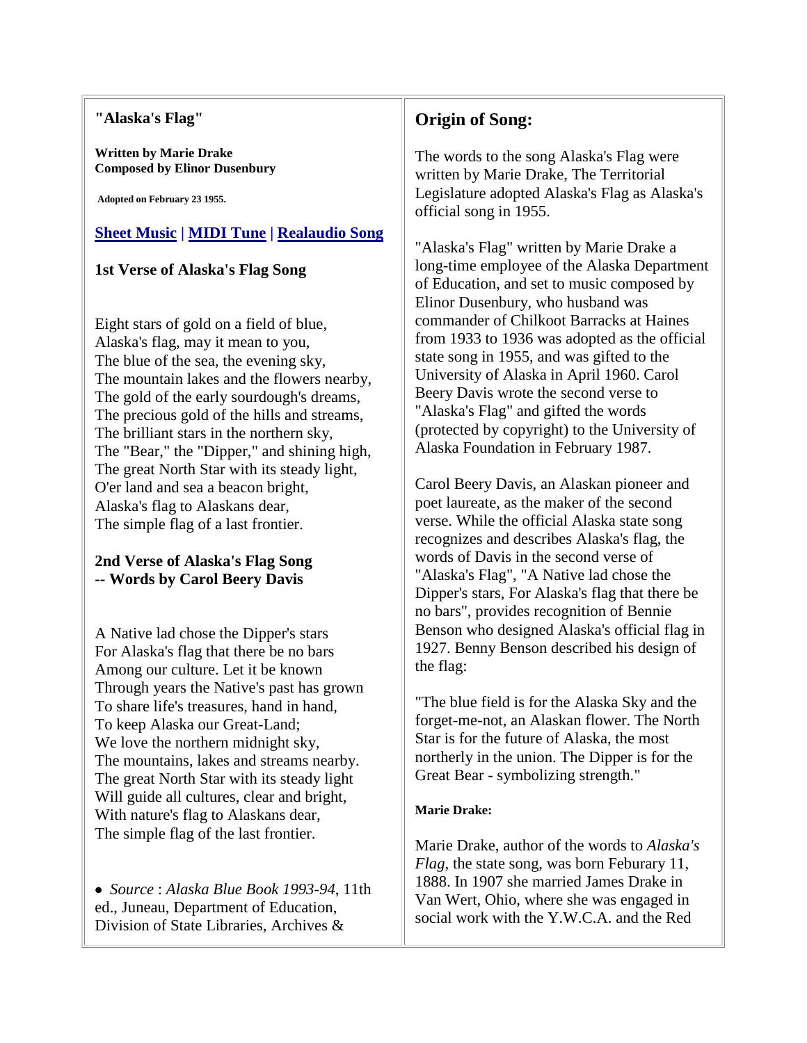## "Alaska's Flag"

**Written by Marie Drake**
**Composed by Elinor Dusenbury**

**Adopted on February 23 1955.**

**Sheet Music | MIDI Tune | Realaudio Song**

### 1st Verse of Alaska's Flag Song

Eight stars of gold on a field of blue,
Alaska's flag, may it mean to you,
The blue of the sea, the evening sky,
The mountain lakes and the flowers nearby,
The gold of the early sourdough's dreams,
The precious gold of the hills and streams,
The brilliant stars in the northern sky,
The "Bear," the "Dipper," and shining high,
The great North Star with its steady light,
O'er land and sea a beacon bright,
Alaska's flag to Alaskans dear,
The simple flag of a last frontier.

### 2nd Verse of Alaska's Flag Song -- Words by Carol Beery Davis

A Native lad chose the Dipper's stars
For Alaska's flag that there be no bars
Among our culture. Let it be known
Through years the Native's past has grown
To share life's treasures, hand in hand,
To keep Alaska our Great-Land;
We love the northern midnight sky,
The mountains, lakes and streams nearby.
The great North Star with its steady light
Will guide all cultures, clear and bright,
With nature's flag to Alaskans dear,
The simple flag of the last frontier.

- *Source* : *Alaska Blue Book 1993-94*, 11th ed., Juneau, Department of Education, Division of State Libraries, Archives &

## Origin of Song:

The words to the song Alaska's Flag were written by Marie Drake, The Territorial Legislature adopted Alaska's Flag as Alaska's official song in 1955.

"Alaska's Flag" written by Marie Drake a long-time employee of the Alaska Department of Education, and set to music composed by Elinor Dusenbury, who husband was commander of Chilkoot Barracks at Haines from 1933 to 1936 was adopted as the official state song in 1955, and was gifted to the University of Alaska in April 1960. Carol Beery Davis wrote the second verse to "Alaska's Flag" and gifted the words (protected by copyright) to the University of Alaska Foundation in February 1987.

Carol Beery Davis, an Alaskan pioneer and poet laureate, as the maker of the second verse. While the official Alaska state song recognizes and describes Alaska's flag, the words of Davis in the second verse of "Alaska's Flag", "A Native lad chose the Dipper's stars, For Alaska's flag that there be no bars", provides recognition of Bennie Benson who designed Alaska's official flag in 1927. Benny Benson described his design of the flag:

"The blue field is for the Alaska Sky and the forget-me-not, an Alaskan flower. The North Star is for the future of Alaska, the most northerly in the union. The Dipper is for the Great Bear - symbolizing strength."

**Marie Drake:**

Marie Drake, author of the words to *Alaska's Flag*, the state song, was born Feburary 11, 1888. In 1907 she married James Drake in Van Wert, Ohio, where she was engaged in social work with the Y.W.C.A. and the Red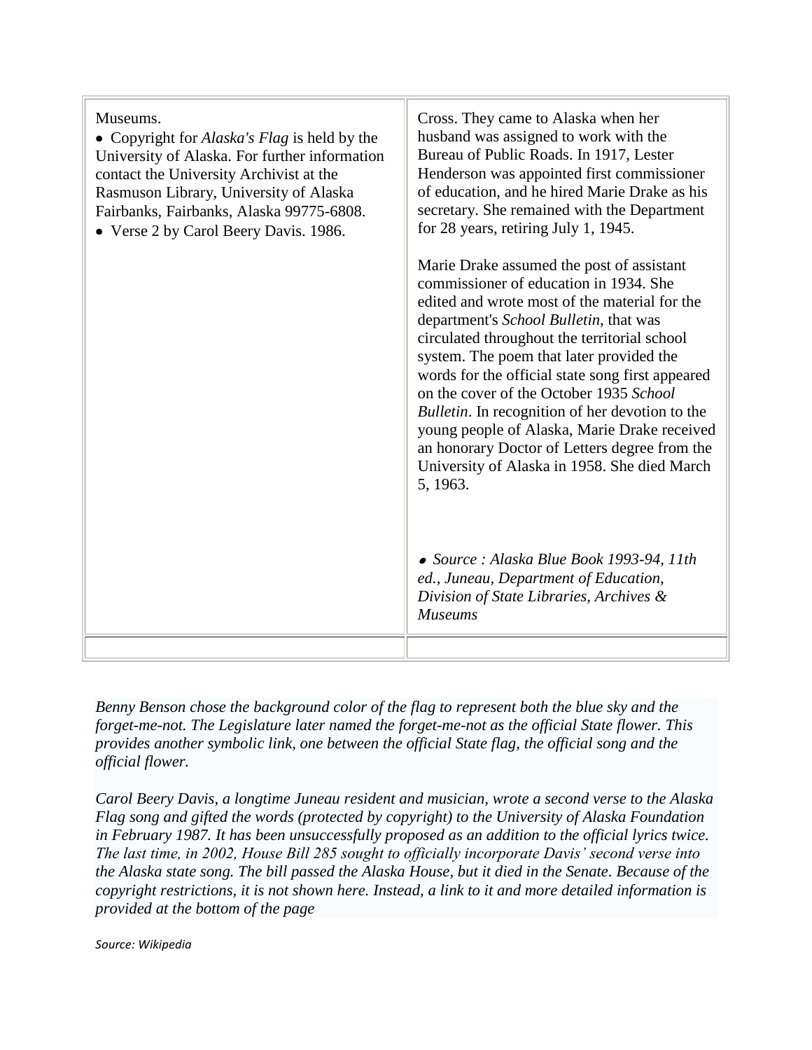| | |
|---|---|
| Museums.<br>• Copyright for *Alaska's Flag* is held by the University of Alaska. For further information contact the University Archivist at the Rasmuson Library, University of Alaska Fairbanks, Fairbanks, Alaska 99775-6808.<br>• Verse 2 by Carol Beery Davis. 1986. | Cross. They came to Alaska when her husband was assigned to work with the Bureau of Public Roads. In 1917, Lester Henderson was appointed first commissioner of education, and he hired Marie Drake as his secretary. She remained with the Department for 28 years, retiring July 1, 1945.<br><br>Marie Drake assumed the post of assistant commissioner of education in 1934. She edited and wrote most of the material for the department's *School Bulletin*, that was circulated throughout the territorial school system. The poem that later provided the words for the official state song first appeared on the cover of the October 1935 *School Bulletin*. In recognition of her devotion to the young people of Alaska, Marie Drake received an honorary Doctor of Letters degree from the University of Alaska in 1958. She died March 5, 1963.<br><br>• *Source : Alaska Blue Book 1993-94, 11th ed., Juneau, Department of Education, Division of State Libraries, Archives & Museums* |
| | |

*Benny Benson chose the background color of the flag to represent both the blue sky and the forget-me-not. The Legislature later named the forget-me-not as the official State flower. This provides another symbolic link, one between the official State flag, the official song and the official flower.*

*Carol Beery Davis, a longtime Juneau resident and musician, wrote a second verse to the Alaska Flag song and gifted the words (protected by copyright) to the University of Alaska Foundation in February 1987. It has been unsuccessfully proposed as an addition to the official lyrics twice. The last time, in 2002, House Bill 285 sought to officially incorporate Davis' second verse into the Alaska state song. The bill passed the Alaska House, but it died in the Senate. Because of the copyright restrictions, it is not shown here. Instead, a link to it and more detailed information is provided at the bottom of the page*

*Source: Wikipedia*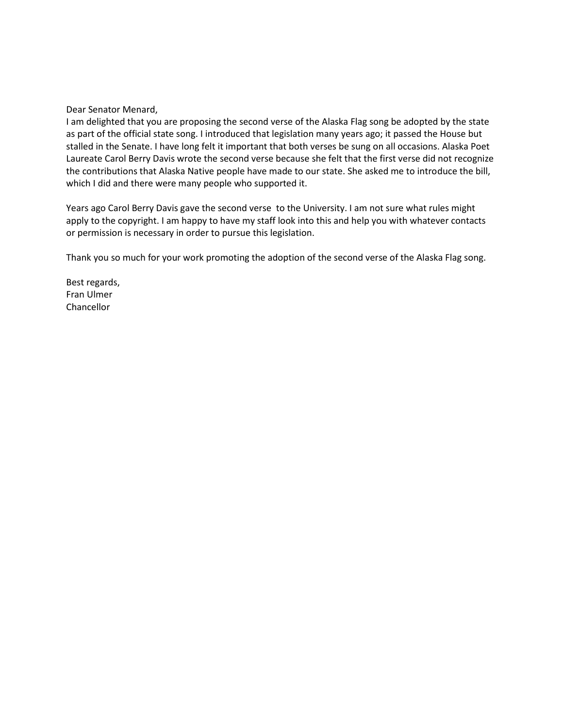Dear Senator Menard,

I am delighted that you are proposing the second verse of the Alaska Flag song be adopted by the state as part of the official state song. I introduced that legislation many years ago; it passed the House but stalled in the Senate. I have long felt it important that both verses be sung on all occasions. Alaska Poet Laureate Carol Berry Davis wrote the second verse because she felt that the first verse did not recognize the contributions that Alaska Native people have made to our state. She asked me to introduce the bill, which I did and there were many people who supported it.

Years ago Carol Berry Davis gave the second verse to the University. I am not sure what rules might apply to the copyright. I am happy to have my staff look into this and help you with whatever contacts or permission is necessary in order to pursue this legislation.

Thank you so much for your work promoting the adoption of the second verse of the Alaska Flag song.

Best regards,
Fran Ulmer
Chancellor